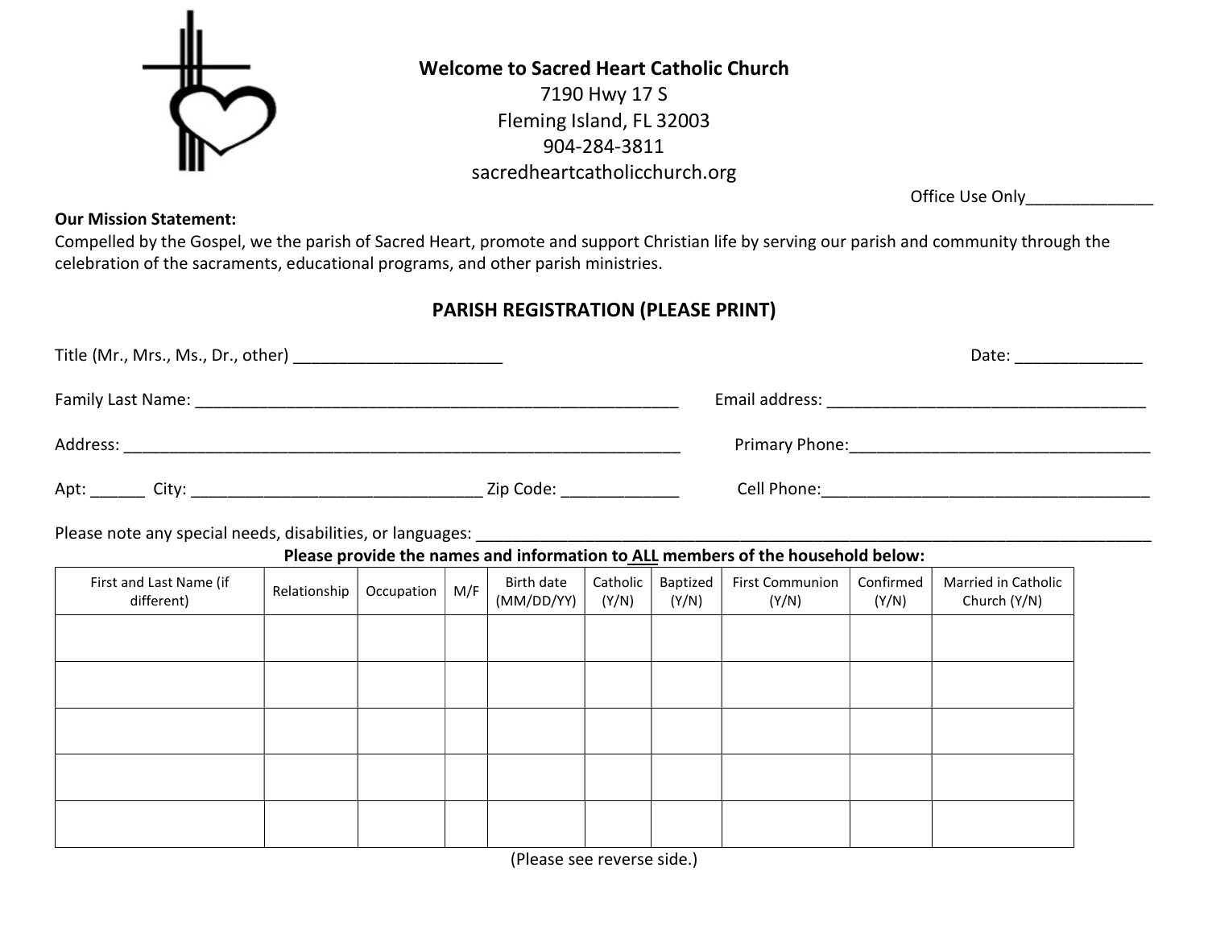**Welcome to Sacred Heart Catholic Church**
7190 Hwy 17 S
Fleming Island, FL 32003
904-284-3811
sacredheartcatholicchurch.org

Office Use Only_____________

**Our Mission Statement:**
Compelled by the Gospel, we the parish of Sacred Heart, promote and support Christian life by serving our parish and community through the celebration of the sacraments, educational programs, and other parish ministries.

## PARISH REGISTRATION (PLEASE PRINT)

Title (Mr., Mrs., Ms., Dr., other) _______________________ Date: ______________

Family Last Name: _______________________________________________________ Email address: ___________________________________

Address: _______________________________________________________________ Primary Phone:_________________________________

Apt: ______ City: ________________________________ Zip Code: _____________ Cell Phone:_____________________________________

Please note any special needs, disabilities, or languages: ___________________________________________________________________________

**Please provide the names and information to ALL members of the household below:**

| First and Last Name (if different) | Relationship | Occupation | M/F | Birth date (MM/DD/YY) | Catholic (Y/N) | Baptized (Y/N) | First Communion (Y/N) | Confirmed (Y/N) | Married in Catholic Church (Y/N) |
|---|---|---|---|---|---|---|---|---|---|
| | | | | | | | | | |
| | | | | | | | | | |
| | | | | | | | | | |
| | | | | | | | | | |
| | | | | | | | | | |

(Please see reverse side.)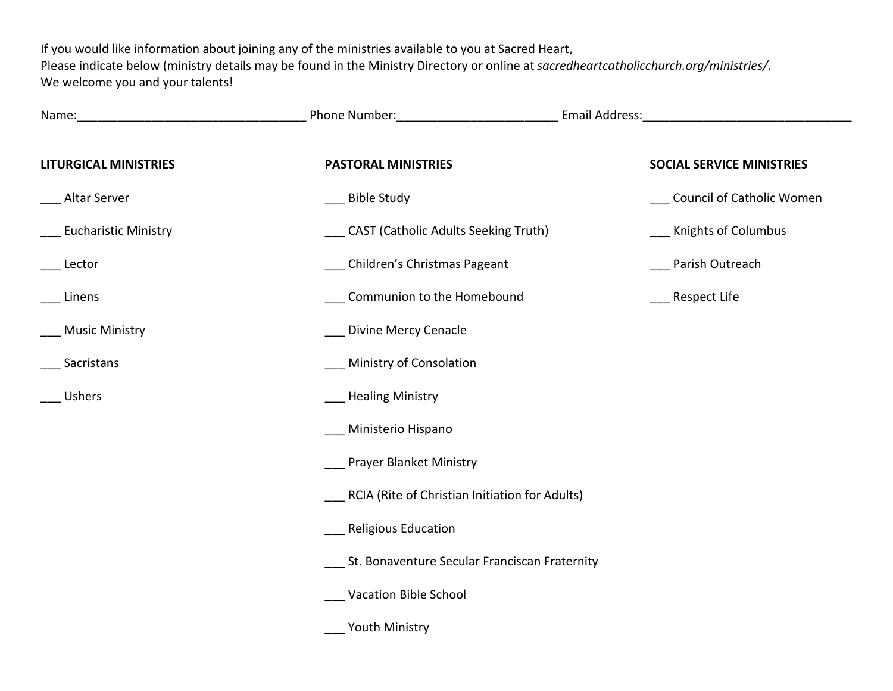If you would like information about joining any of the ministries available to you at Sacred Heart,
Please indicate below (ministry details may be found in the Ministry Directory or online at *sacredheartcatholicchurch.org/ministries/*.
We welcome you and your talents!

Name:_________________________________ Phone Number:________________________ Email Address:_______________________________

**LITURGICAL MINISTRIES**

___ Altar Server

___ Eucharistic Ministry

___ Lector

___ Linens

___ Music Ministry

___ Sacristans

___ Ushers

**PASTORAL MINISTRIES**

___ Bible Study

___ CAST (Catholic Adults Seeking Truth)

___ Children's Christmas Pageant

___ Communion to the Homebound

___ Divine Mercy Cenacle

___ Ministry of Consolation

___ Healing Ministry

___ Ministerio Hispano

___ Prayer Blanket Ministry

___ RCIA (Rite of Christian Initiation for Adults)

___ Religious Education

___ St. Bonaventure Secular Franciscan Fraternity

___ Vacation Bible School

___ Youth Ministry

**SOCIAL SERVICE MINISTRIES**

___ Council of Catholic Women

___ Knights of Columbus

___ Parish Outreach

___ Respect Life